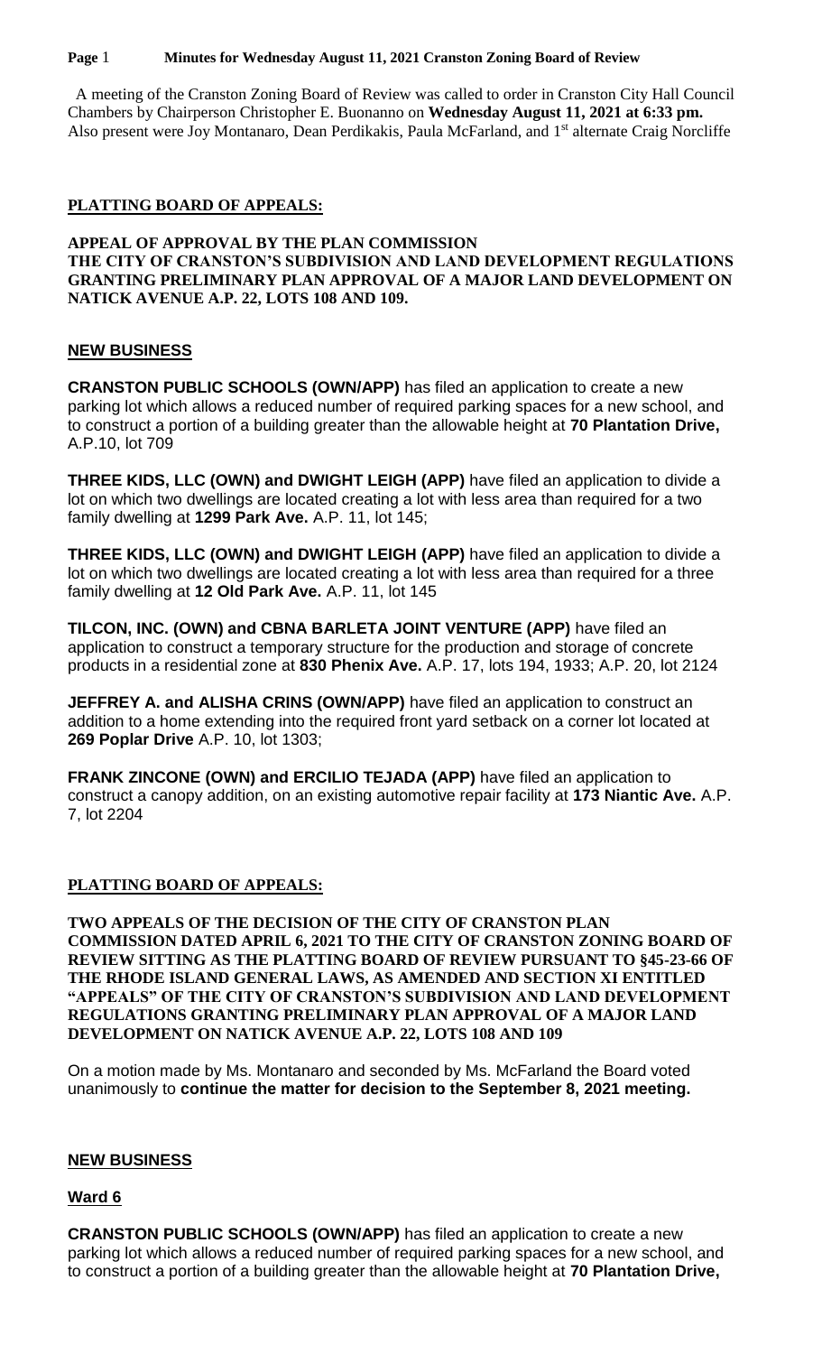A meeting of the Cranston Zoning Board of Review was called to order in Cranston City Hall Council Chambers by Chairperson Christopher E. Buonanno on **Wednesday August 11, 2021 at 6:33 pm.** Also present were Joy Montanaro, Dean Perdikakis, Paula McFarland, and 1st alternate Craig Norcliffe

**PLATTING BOARD OF APPEALS:**

**APPEAL OF APPROVAL BY THE PLAN COMMISSION THE CITY OF CRANSTON'S SUBDIVISION AND LAND DEVELOPMENT REGULATIONS GRANTING PRELIMINARY PLAN APPROVAL OF A MAJOR LAND DEVELOPMENT ON NATICK AVENUE A.P. 22, LOTS 108 AND 109.**

**NEW BUSINESS**

**CRANSTON PUBLIC SCHOOLS (OWN/APP)** has filed an application to create a new parking lot which allows a reduced number of required parking spaces for a new school, and to construct a portion of a building greater than the allowable height at **70 Plantation Drive,** A.P.10, lot 709

**THREE KIDS, LLC (OWN) and DWIGHT LEIGH (APP)** have filed an application to divide a lot on which two dwellings are located creating a lot with less area than required for a two family dwelling at **1299 Park Ave.** A.P. 11, lot 145;

**THREE KIDS, LLC (OWN) and DWIGHT LEIGH (APP)** have filed an application to divide a lot on which two dwellings are located creating a lot with less area than required for a three family dwelling at **12 Old Park Ave.** A.P. 11, lot 145

**TILCON, INC. (OWN) and CBNA BARLETA JOINT VENTURE (APP)** have filed an application to construct a temporary structure for the production and storage of concrete products in a residential zone at **830 Phenix Ave.** A.P. 17, lots 194, 1933; A.P. 20, lot 2124

**JEFFREY A. and ALISHA CRINS (OWN/APP)** have filed an application to construct an addition to a home extending into the required front yard setback on a corner lot located at **269 Poplar Drive** A.P. 10, lot 1303;

**FRANK ZINCONE (OWN) and ERCILIO TEJADA (APP)** have filed an application to construct a canopy addition, on an existing automotive repair facility at **173 Niantic Ave.** A.P. 7, lot 2204

**PLATTING BOARD OF APPEALS:**

**TWO APPEALS OF THE DECISION OF THE CITY OF CRANSTON PLAN COMMISSION DATED APRIL 6, 2021 TO THE CITY OF CRANSTON ZONING BOARD OF REVIEW SITTING AS THE PLATTING BOARD OF REVIEW PURSUANT TO §45-23-66 OF THE RHODE ISLAND GENERAL LAWS, AS AMENDED AND SECTION XI ENTITLED "APPEALS" OF THE CITY OF CRANSTON'S SUBDIVISION AND LAND DEVELOPMENT REGULATIONS GRANTING PRELIMINARY PLAN APPROVAL OF A MAJOR LAND DEVELOPMENT ON NATICK AVENUE A.P. 22, LOTS 108 AND 109**

On a motion made by Ms. Montanaro and seconded by Ms. McFarland the Board voted unanimously to **continue the matter for decision to the September 8, 2021 meeting.**

**NEW BUSINESS**

**Ward 6**

**CRANSTON PUBLIC SCHOOLS (OWN/APP)** has filed an application to create a new parking lot which allows a reduced number of required parking spaces for a new school, and to construct a portion of a building greater than the allowable height at **70 Plantation Drive,**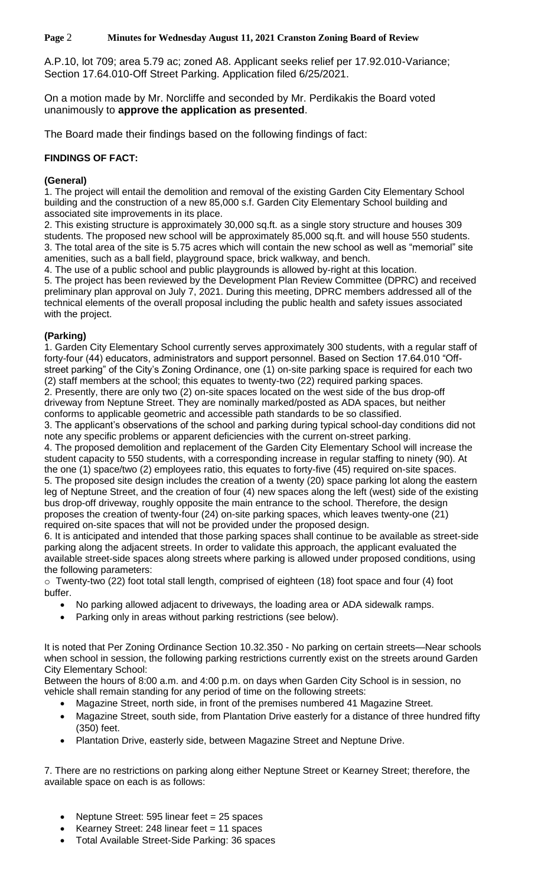A.P.10, lot 709; area 5.79 ac; zoned A8. Applicant seeks relief per 17.92.010-Variance; Section 17.64.010-Off Street Parking. Application filed 6/25/2021.

On a motion made by Mr. Norcliffe and seconded by Mr. Perdikakis the Board voted unanimously to **approve the application as presented**.

The Board made their findings based on the following findings of fact:

**FINDINGS OF FACT:**

**(General)**

1. The project will entail the demolition and removal of the existing Garden City Elementary School building and the construction of a new 85,000 s.f. Garden City Elementary School building and associated site improvements in its place.
2. This existing structure is approximately 30,000 sq.ft. as a single story structure and houses 309 students. The proposed new school will be approximately 85,000 sq.ft. and will house 550 students.
3. The total area of the site is 5.75 acres which will contain the new school as well as "memorial" site amenities, such as a ball field, playground space, brick walkway, and bench.
4. The use of a public school and public playgrounds is allowed by-right at this location.
5. The project has been reviewed by the Development Plan Review Committee (DPRC) and received preliminary plan approval on July 7, 2021. During this meeting, DPRC members addressed all of the technical elements of the overall proposal including the public health and safety issues associated with the project.

**(Parking)**

1. Garden City Elementary School currently serves approximately 300 students, with a regular staff of forty-four (44) educators, administrators and support personnel. Based on Section 17.64.010 "Off-street parking" of the City's Zoning Ordinance, one (1) on-site parking space is required for each two (2) staff members at the school; this equates to twenty-two (22) required parking spaces.
2. Presently, there are only two (2) on-site spaces located on the west side of the bus drop-off driveway from Neptune Street. They are nominally marked/posted as ADA spaces, but neither conforms to applicable geometric and accessible path standards to be so classified.
3. The applicant's observations of the school and parking during typical school-day conditions did not note any specific problems or apparent deficiencies with the current on-street parking.
4. The proposed demolition and replacement of the Garden City Elementary School will increase the student capacity to 550 students, with a corresponding increase in regular staffing to ninety (90). At the one (1) space/two (2) employees ratio, this equates to forty-five (45) required on-site spaces.
5. The proposed site design includes the creation of a twenty (20) space parking lot along the eastern leg of Neptune Street, and the creation of four (4) new spaces along the left (west) side of the existing bus drop-off driveway, roughly opposite the main entrance to the school. Therefore, the design proposes the creation of twenty-four (24) on-site parking spaces, which leaves twenty-one (21) required on-site spaces that will not be provided under the proposed design.
6. It is anticipated and intended that those parking spaces shall continue to be available as street-side parking along the adjacent streets. In order to validate this approach, the applicant evaluated the available street-side spaces along streets where parking is allowed under proposed conditions, using the following parameters:

o Twenty-two (22) foot total stall length, comprised of eighteen (18) foot space and four (4) foot buffer.

- No parking allowed adjacent to driveways, the loading area or ADA sidewalk ramps.
- Parking only in areas without parking restrictions (see below).

It is noted that Per Zoning Ordinance Section 10.32.350 - No parking on certain streets—Near schools when school in session, the following parking restrictions currently exist on the streets around Garden City Elementary School:

Between the hours of 8:00 a.m. and 4:00 p.m. on days when Garden City School is in session, no vehicle shall remain standing for any period of time on the following streets:

- Magazine Street, north side, in front of the premises numbered 41 Magazine Street.
- Magazine Street, south side, from Plantation Drive easterly for a distance of three hundred fifty (350) feet.
- Plantation Drive, easterly side, between Magazine Street and Neptune Drive.

7. There are no restrictions on parking along either Neptune Street or Kearney Street; therefore, the available space on each is as follows:

- Neptune Street: 595 linear feet = 25 spaces
- Kearney Street: 248 linear feet = 11 spaces
- Total Available Street-Side Parking: 36 spaces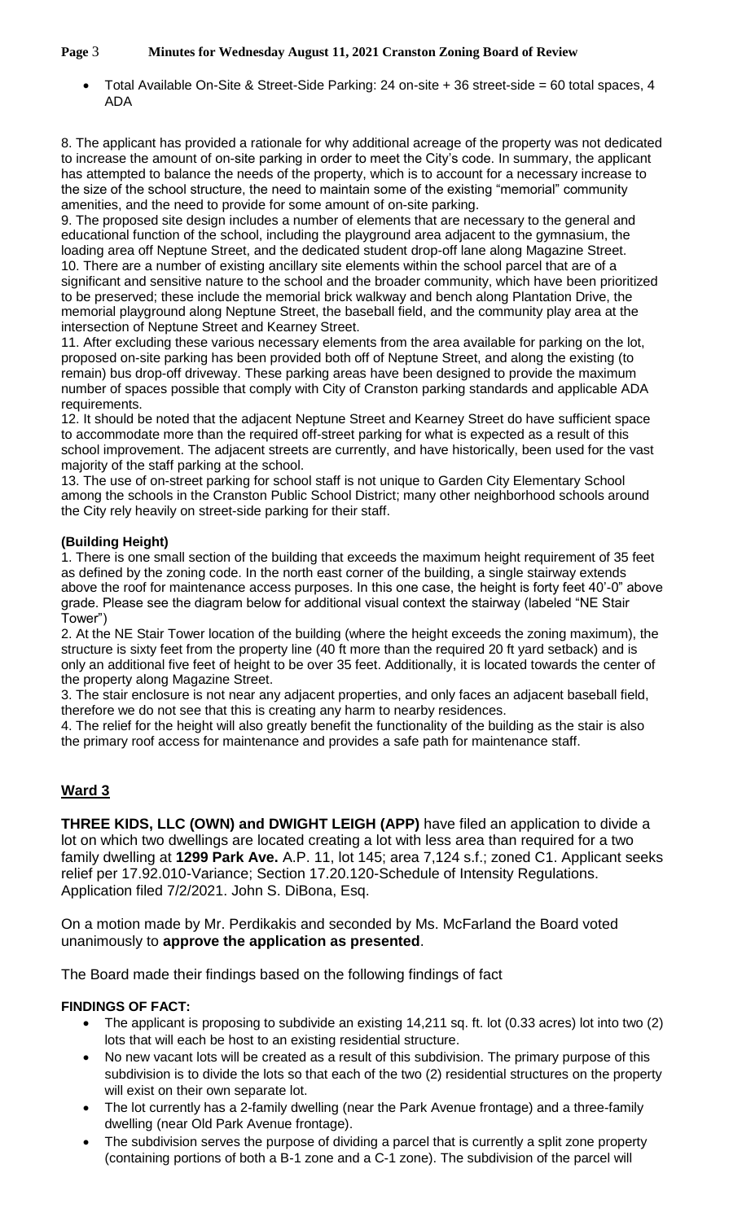- Total Available On-Site & Street-Side Parking: 24 on-site + 36 street-side = 60 total spaces, 4 ADA

8. The applicant has provided a rationale for why additional acreage of the property was not dedicated to increase the amount of on-site parking in order to meet the City's code. In summary, the applicant has attempted to balance the needs of the property, which is to account for a necessary increase to the size of the school structure, the need to maintain some of the existing "memorial" community amenities, and the need to provide for some amount of on-site parking.
9. The proposed site design includes a number of elements that are necessary to the general and educational function of the school, including the playground area adjacent to the gymnasium, the loading area off Neptune Street, and the dedicated student drop-off lane along Magazine Street.
10. There are a number of existing ancillary site elements within the school parcel that are of a significant and sensitive nature to the school and the broader community, which have been prioritized to be preserved; these include the memorial brick walkway and bench along Plantation Drive, the memorial playground along Neptune Street, the baseball field, and the community play area at the intersection of Neptune Street and Kearney Street.
11. After excluding these various necessary elements from the area available for parking on the lot, proposed on-site parking has been provided both off of Neptune Street, and along the existing (to remain) bus drop-off driveway. These parking areas have been designed to provide the maximum number of spaces possible that comply with City of Cranston parking standards and applicable ADA requirements.
12. It should be noted that the adjacent Neptune Street and Kearney Street do have sufficient space to accommodate more than the required off-street parking for what is expected as a result of this school improvement. The adjacent streets are currently, and have historically, been used for the vast majority of the staff parking at the school.
13. The use of on-street parking for school staff is not unique to Garden City Elementary School among the schools in the Cranston Public School District; many other neighborhood schools around the City rely heavily on street-side parking for their staff.

**(Building Height)**

1. There is one small section of the building that exceeds the maximum height requirement of 35 feet as defined by the zoning code. In the north east corner of the building, a single stairway extends above the roof for maintenance access purposes. In this one case, the height is forty feet 40'-0" above grade. Please see the diagram below for additional visual context the stairway (labeled "NE Stair Tower")
2. At the NE Stair Tower location of the building (where the height exceeds the zoning maximum), the structure is sixty feet from the property line (40 ft more than the required 20 ft yard setback) and is only an additional five feet of height to be over 35 feet. Additionally, it is located towards the center of the property along Magazine Street.
3. The stair enclosure is not near any adjacent properties, and only faces an adjacent baseball field, therefore we do not see that this is creating any harm to nearby residences.
4. The relief for the height will also greatly benefit the functionality of the building as the stair is also the primary roof access for maintenance and provides a safe path for maintenance staff.

## Ward 3

**THREE KIDS, LLC (OWN) and DWIGHT LEIGH (APP)** have filed an application to divide a lot on which two dwellings are located creating a lot with less area than required for a two family dwelling at **1299 Park Ave.** A.P. 11, lot 145; area 7,124 s.f.; zoned C1. Applicant seeks relief per 17.92.010-Variance; Section 17.20.120-Schedule of Intensity Regulations. Application filed 7/2/2021. John S. DiBona, Esq.

On a motion made by Mr. Perdikakis and seconded by Ms. McFarland the Board voted unanimously to **approve the application as presented**.

The Board made their findings based on the following findings of fact

**FINDINGS OF FACT:**

- The applicant is proposing to subdivide an existing 14,211 sq. ft. lot (0.33 acres) lot into two (2) lots that will each be host to an existing residential structure.
- No new vacant lots will be created as a result of this subdivision. The primary purpose of this subdivision is to divide the lots so that each of the two (2) residential structures on the property will exist on their own separate lot.
- The lot currently has a 2-family dwelling (near the Park Avenue frontage) and a three-family dwelling (near Old Park Avenue frontage).
- The subdivision serves the purpose of dividing a parcel that is currently a split zone property (containing portions of both a B-1 zone and a C-1 zone). The subdivision of the parcel will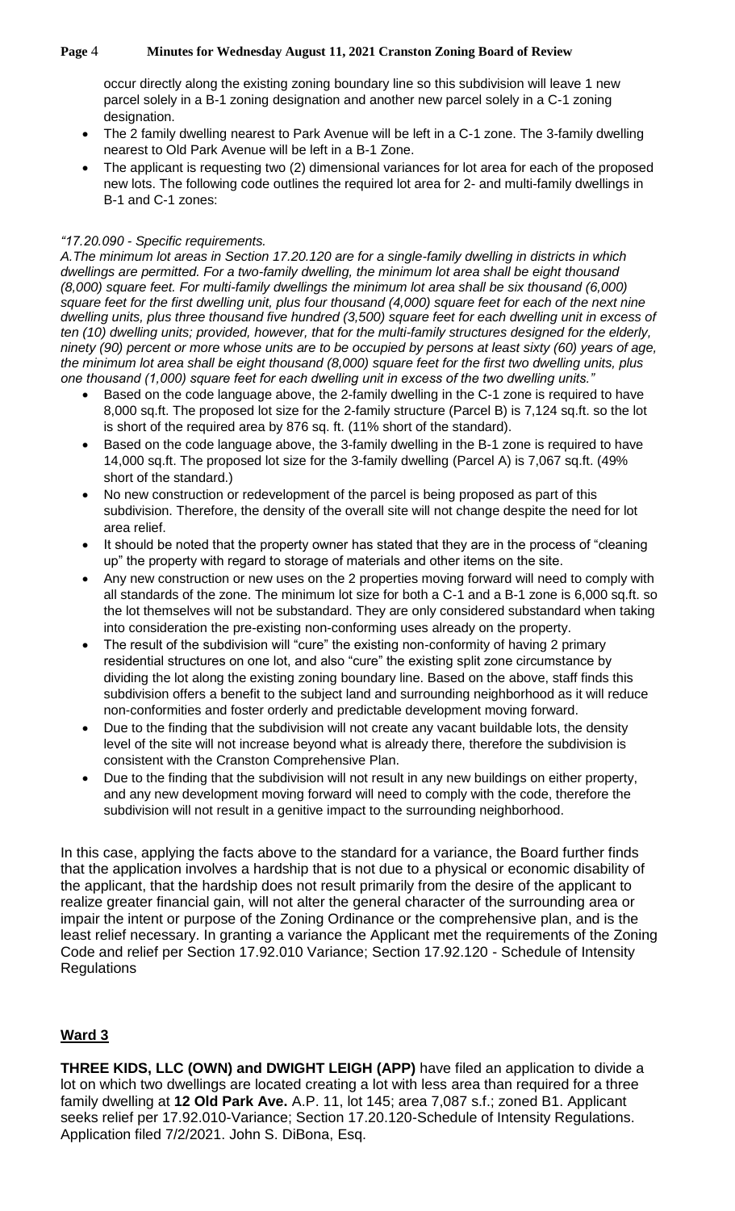occur directly along the existing zoning boundary line so this subdivision will leave 1 new parcel solely in a B-1 zoning designation and another new parcel solely in a C-1 zoning designation.

- The 2 family dwelling nearest to Park Avenue will be left in a C-1 zone. The 3-family dwelling nearest to Old Park Avenue will be left in a B-1 Zone.
- The applicant is requesting two (2) dimensional variances for lot area for each of the proposed new lots. The following code outlines the required lot area for 2- and multi-family dwellings in B-1 and C-1 zones:

*"17.20.090 - Specific requirements.*
*A.The minimum lot areas in Section 17.20.120 are for a single-family dwelling in districts in which dwellings are permitted. For a two-family dwelling, the minimum lot area shall be eight thousand (8,000) square feet. For multi-family dwellings the minimum lot area shall be six thousand (6,000) square feet for the first dwelling unit, plus four thousand (4,000) square feet for each of the next nine dwelling units, plus three thousand five hundred (3,500) square feet for each dwelling unit in excess of ten (10) dwelling units; provided, however, that for the multi-family structures designed for the elderly, ninety (90) percent or more whose units are to be occupied by persons at least sixty (60) years of age, the minimum lot area shall be eight thousand (8,000) square feet for the first two dwelling units, plus one thousand (1,000) square feet for each dwelling unit in excess of the two dwelling units."*

- Based on the code language above, the 2-family dwelling in the C-1 zone is required to have 8,000 sq.ft. The proposed lot size for the 2-family structure (Parcel B) is 7,124 sq.ft. so the lot is short of the required area by 876 sq. ft. (11% short of the standard).
- Based on the code language above, the 3-family dwelling in the B-1 zone is required to have 14,000 sq.ft. The proposed lot size for the 3-family dwelling (Parcel A) is 7,067 sq.ft. (49% short of the standard.)
- No new construction or redevelopment of the parcel is being proposed as part of this subdivision. Therefore, the density of the overall site will not change despite the need for lot area relief.
- It should be noted that the property owner has stated that they are in the process of "cleaning up" the property with regard to storage of materials and other items on the site.
- Any new construction or new uses on the 2 properties moving forward will need to comply with all standards of the zone. The minimum lot size for both a C-1 and a B-1 zone is 6,000 sq.ft. so the lot themselves will not be substandard. They are only considered substandard when taking into consideration the pre-existing non-conforming uses already on the property.
- The result of the subdivision will "cure" the existing non-conformity of having 2 primary residential structures on one lot, and also "cure" the existing split zone circumstance by dividing the lot along the existing zoning boundary line. Based on the above, staff finds this subdivision offers a benefit to the subject land and surrounding neighborhood as it will reduce non-conformities and foster orderly and predictable development moving forward.
- Due to the finding that the subdivision will not create any vacant buildable lots, the density level of the site will not increase beyond what is already there, therefore the subdivision is consistent with the Cranston Comprehensive Plan.
- Due to the finding that the subdivision will not result in any new buildings on either property, and any new development moving forward will need to comply with the code, therefore the subdivision will not result in a genitive impact to the surrounding neighborhood.

In this case, applying the facts above to the standard for a variance, the Board further finds that the application involves a hardship that is not due to a physical or economic disability of the applicant, that the hardship does not result primarily from the desire of the applicant to realize greater financial gain, will not alter the general character of the surrounding area or impair the intent or purpose of the Zoning Ordinance or the comprehensive plan, and is the least relief necessary. In granting a variance the Applicant met the requirements of the Zoning Code and relief per Section 17.92.010 Variance; Section 17.92.120 - Schedule of Intensity Regulations

## Ward 3

**THREE KIDS, LLC (OWN) and DWIGHT LEIGH (APP)** have filed an application to divide a lot on which two dwellings are located creating a lot with less area than required for a three family dwelling at **12 Old Park Ave.** A.P. 11, lot 145; area 7,087 s.f.; zoned B1. Applicant seeks relief per 17.92.010-Variance; Section 17.20.120-Schedule of Intensity Regulations. Application filed 7/2/2021. John S. DiBona, Esq.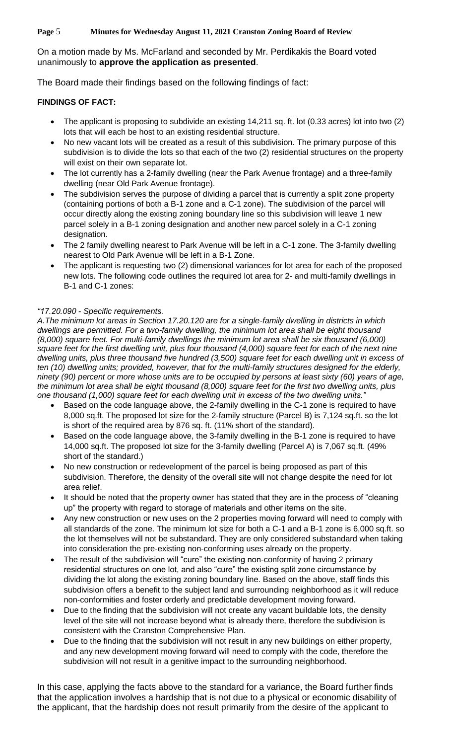On a motion made by Ms. McFarland and seconded by Mr. Perdikakis the Board voted unanimously to **approve the application as presented**.

The Board made their findings based on the following findings of fact:

**FINDINGS OF FACT:**

- The applicant is proposing to subdivide an existing 14,211 sq. ft. lot (0.33 acres) lot into two (2) lots that will each be host to an existing residential structure.
- No new vacant lots will be created as a result of this subdivision. The primary purpose of this subdivision is to divide the lots so that each of the two (2) residential structures on the property will exist on their own separate lot.
- The lot currently has a 2-family dwelling (near the Park Avenue frontage) and a three-family dwelling (near Old Park Avenue frontage).
- The subdivision serves the purpose of dividing a parcel that is currently a split zone property (containing portions of both a B-1 zone and a C-1 zone). The subdivision of the parcel will occur directly along the existing zoning boundary line so this subdivision will leave 1 new parcel solely in a B-1 zoning designation and another new parcel solely in a C-1 zoning designation.
- The 2 family dwelling nearest to Park Avenue will be left in a C-1 zone. The 3-family dwelling nearest to Old Park Avenue will be left in a B-1 Zone.
- The applicant is requesting two (2) dimensional variances for lot area for each of the proposed new lots. The following code outlines the required lot area for 2- and multi-family dwellings in B-1 and C-1 zones:

*"17.20.090 - Specific requirements.*
*A.The minimum lot areas in Section 17.20.120 are for a single-family dwelling in districts in which dwellings are permitted. For a two-family dwelling, the minimum lot area shall be eight thousand (8,000) square feet. For multi-family dwellings the minimum lot area shall be six thousand (6,000) square feet for the first dwelling unit, plus four thousand (4,000) square feet for each of the next nine dwelling units, plus three thousand five hundred (3,500) square feet for each dwelling unit in excess of ten (10) dwelling units; provided, however, that for the multi-family structures designed for the elderly, ninety (90) percent or more whose units are to be occupied by persons at least sixty (60) years of age, the minimum lot area shall be eight thousand (8,000) square feet for the first two dwelling units, plus one thousand (1,000) square feet for each dwelling unit in excess of the two dwelling units."*

- Based on the code language above, the 2-family dwelling in the C-1 zone is required to have 8,000 sq.ft. The proposed lot size for the 2-family structure (Parcel B) is 7,124 sq.ft. so the lot is short of the required area by 876 sq. ft. (11% short of the standard).
- Based on the code language above, the 3-family dwelling in the B-1 zone is required to have 14,000 sq.ft. The proposed lot size for the 3-family dwelling (Parcel A) is 7,067 sq.ft. (49% short of the standard.)
- No new construction or redevelopment of the parcel is being proposed as part of this subdivision. Therefore, the density of the overall site will not change despite the need for lot area relief.
- It should be noted that the property owner has stated that they are in the process of "cleaning up" the property with regard to storage of materials and other items on the site.
- Any new construction or new uses on the 2 properties moving forward will need to comply with all standards of the zone. The minimum lot size for both a C-1 and a B-1 zone is 6,000 sq.ft. so the lot themselves will not be substandard. They are only considered substandard when taking into consideration the pre-existing non-conforming uses already on the property.
- The result of the subdivision will "cure" the existing non-conformity of having 2 primary residential structures on one lot, and also "cure" the existing split zone circumstance by dividing the lot along the existing zoning boundary line. Based on the above, staff finds this subdivision offers a benefit to the subject land and surrounding neighborhood as it will reduce non-conformities and foster orderly and predictable development moving forward.
- Due to the finding that the subdivision will not create any vacant buildable lots, the density level of the site will not increase beyond what is already there, therefore the subdivision is consistent with the Cranston Comprehensive Plan.
- Due to the finding that the subdivision will not result in any new buildings on either property, and any new development moving forward will need to comply with the code, therefore the subdivision will not result in a genitive impact to the surrounding neighborhood.

In this case, applying the facts above to the standard for a variance, the Board further finds that the application involves a hardship that is not due to a physical or economic disability of the applicant, that the hardship does not result primarily from the desire of the applicant to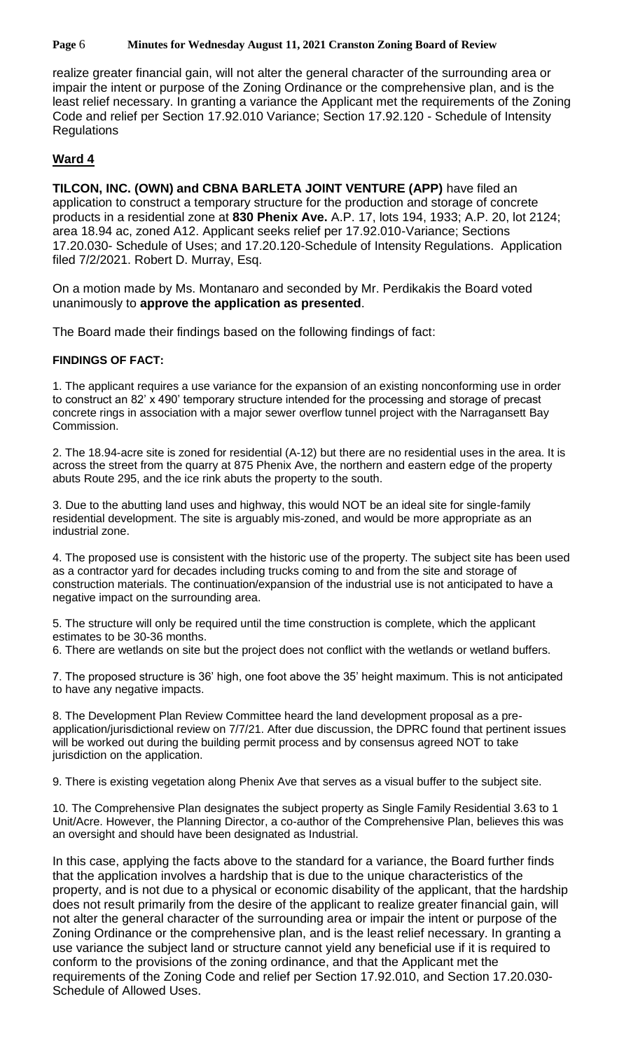realize greater financial gain, will not alter the general character of the surrounding area or impair the intent or purpose of the Zoning Ordinance or the comprehensive plan, and is the least relief necessary. In granting a variance the Applicant met the requirements of the Zoning Code and relief per Section 17.92.010 Variance; Section 17.92.120 - Schedule of Intensity Regulations

## Ward 4

**TILCON, INC. (OWN) and CBNA BARLETA JOINT VENTURE (APP)** have filed an application to construct a temporary structure for the production and storage of concrete products in a residential zone at **830 Phenix Ave.** A.P. 17, lots 194, 1933; A.P. 20, lot 2124; area 18.94 ac, zoned A12. Applicant seeks relief per 17.92.010-Variance; Sections 17.20.030- Schedule of Uses; and 17.20.120-Schedule of Intensity Regulations. Application filed 7/2/2021. Robert D. Murray, Esq.

On a motion made by Ms. Montanaro and seconded by Mr. Perdikakis the Board voted unanimously to **approve the application as presented**.

The Board made their findings based on the following findings of fact:

**FINDINGS OF FACT:**

1. The applicant requires a use variance for the expansion of an existing nonconforming use in order to construct an 82' x 490' temporary structure intended for the processing and storage of precast concrete rings in association with a major sewer overflow tunnel project with the Narragansett Bay Commission.

2. The 18.94-acre site is zoned for residential (A-12) but there are no residential uses in the area. It is across the street from the quarry at 875 Phenix Ave, the northern and eastern edge of the property abuts Route 295, and the ice rink abuts the property to the south.

3. Due to the abutting land uses and highway, this would NOT be an ideal site for single-family residential development. The site is arguably mis-zoned, and would be more appropriate as an industrial zone.

4. The proposed use is consistent with the historic use of the property. The subject site has been used as a contractor yard for decades including trucks coming to and from the site and storage of construction materials. The continuation/expansion of the industrial use is not anticipated to have a negative impact on the surrounding area.

5. The structure will only be required until the time construction is complete, which the applicant estimates to be 30-36 months.

6. There are wetlands on site but the project does not conflict with the wetlands or wetland buffers.

7. The proposed structure is 36' high, one foot above the 35' height maximum. This is not anticipated to have any negative impacts.

8. The Development Plan Review Committee heard the land development proposal as a pre-application/jurisdictional review on 7/7/21. After due discussion, the DPRC found that pertinent issues will be worked out during the building permit process and by consensus agreed NOT to take jurisdiction on the application.

9. There is existing vegetation along Phenix Ave that serves as a visual buffer to the subject site.

10. The Comprehensive Plan designates the subject property as Single Family Residential 3.63 to 1 Unit/Acre. However, the Planning Director, a co-author of the Comprehensive Plan, believes this was an oversight and should have been designated as Industrial.

In this case, applying the facts above to the standard for a variance, the Board further finds that the application involves a hardship that is due to the unique characteristics of the property, and is not due to a physical or economic disability of the applicant, that the hardship does not result primarily from the desire of the applicant to realize greater financial gain, will not alter the general character of the surrounding area or impair the intent or purpose of the Zoning Ordinance or the comprehensive plan, and is the least relief necessary. In granting a use variance the subject land or structure cannot yield any beneficial use if it is required to conform to the provisions of the zoning ordinance, and that the Applicant met the requirements of the Zoning Code and relief per Section 17.92.010, and Section 17.20.030- Schedule of Allowed Uses.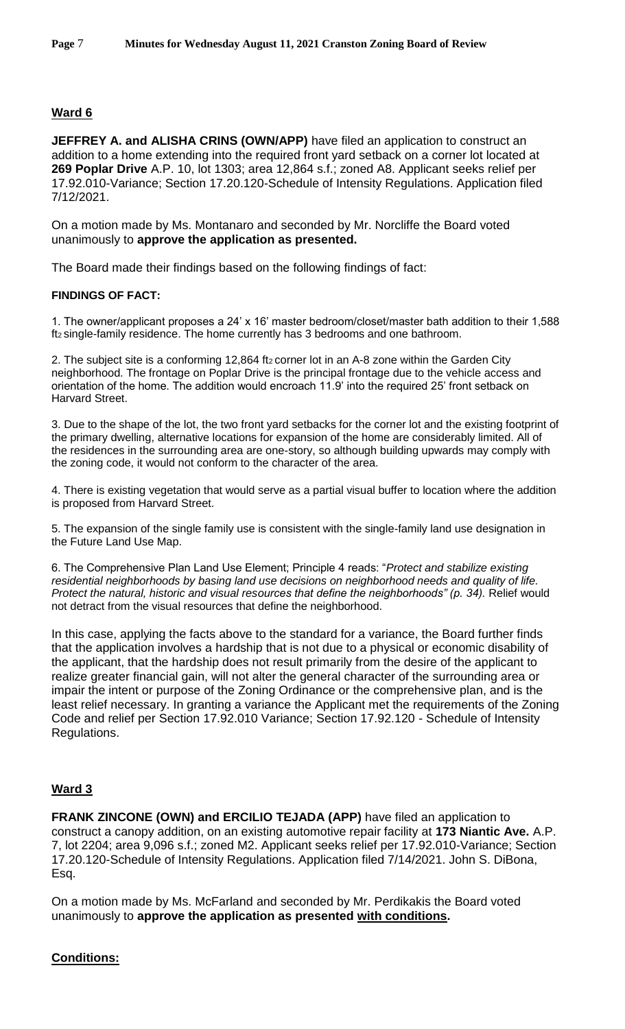## Ward 6

**JEFFREY A. and ALISHA CRINS (OWN/APP)** have filed an application to construct an addition to a home extending into the required front yard setback on a corner lot located at **269 Poplar Drive** A.P. 10, lot 1303; area 12,864 s.f.; zoned A8. Applicant seeks relief per 17.92.010-Variance; Section 17.20.120-Schedule of Intensity Regulations. Application filed 7/12/2021.

On a motion made by Ms. Montanaro and seconded by Mr. Norcliffe the Board voted unanimously to **approve the application as presented.**

The Board made their findings based on the following findings of fact:

**FINDINGS OF FACT:**

1. The owner/applicant proposes a 24' x 16' master bedroom/closet/master bath addition to their 1,588 $ft^2$ single-family residence. The home currently has 3 bedrooms and one bathroom.

2. The subject site is a conforming 12,864 $ft^2$ corner lot in an A-8 zone within the Garden City neighborhood. The frontage on Poplar Drive is the principal frontage due to the vehicle access and orientation of the home. The addition would encroach 11.9' into the required 25' front setback on Harvard Street.

3. Due to the shape of the lot, the two front yard setbacks for the corner lot and the existing footprint of the primary dwelling, alternative locations for expansion of the home are considerably limited. All of the residences in the surrounding area are one-story, so although building upwards may comply with the zoning code, it would not conform to the character of the area.

4. There is existing vegetation that would serve as a partial visual buffer to location where the addition is proposed from Harvard Street.

5. The expansion of the single family use is consistent with the single-family land use designation in the Future Land Use Map.

6. The Comprehensive Plan Land Use Element; Principle 4 reads: "*Protect and stabilize existing residential neighborhoods by basing land use decisions on neighborhood needs and quality of life. Protect the natural, historic and visual resources that define the neighborhoods" (p. 34).* Relief would not detract from the visual resources that define the neighborhood.

In this case, applying the facts above to the standard for a variance, the Board further finds that the application involves a hardship that is not due to a physical or economic disability of the applicant, that the hardship does not result primarily from the desire of the applicant to realize greater financial gain, will not alter the general character of the surrounding area or impair the intent or purpose of the Zoning Ordinance or the comprehensive plan, and is the least relief necessary. In granting a variance the Applicant met the requirements of the Zoning Code and relief per Section 17.92.010 Variance; Section 17.92.120 - Schedule of Intensity Regulations.

## Ward 3

**FRANK ZINCONE (OWN) and ERCILIO TEJADA (APP)** have filed an application to construct a canopy addition, on an existing automotive repair facility at **173 Niantic Ave.** A.P. 7, lot 2204; area 9,096 s.f.; zoned M2. Applicant seeks relief per 17.92.010-Variance; Section 17.20.120-Schedule of Intensity Regulations. Application filed 7/14/2021. John S. DiBona, Esq.

On a motion made by Ms. McFarland and seconded by Mr. Perdikakis the Board voted unanimously to **approve the application as presented with conditions.**

**Conditions:**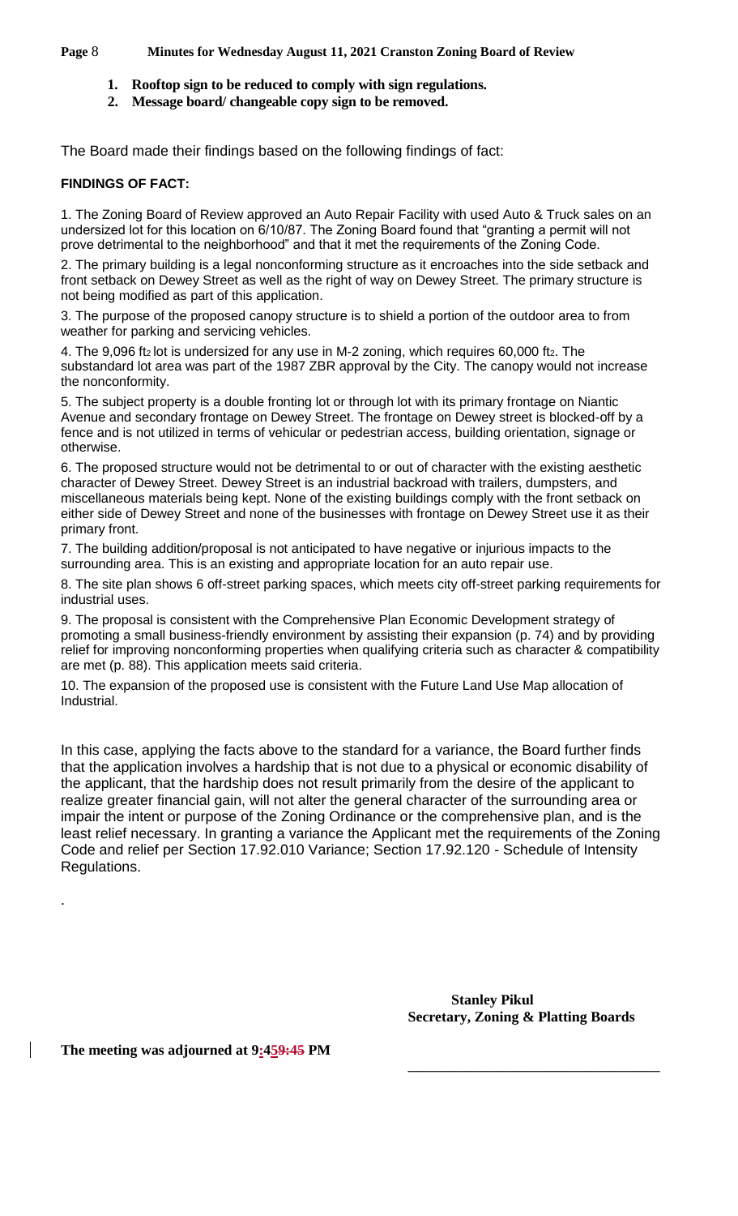1. **Rooftop sign to be reduced to comply with sign regulations.**
2. **Message board/ changeable copy sign to be removed.**

The Board made their findings based on the following findings of fact:

**FINDINGS OF FACT:**

1. The Zoning Board of Review approved an Auto Repair Facility with used Auto & Truck sales on an undersized lot for this location on 6/10/87. The Zoning Board found that "granting a permit will not prove detrimental to the neighborhood" and that it met the requirements of the Zoning Code.

2. The primary building is a legal nonconforming structure as it encroaches into the side setback and front setback on Dewey Street as well as the right of way on Dewey Street. The primary structure is not being modified as part of this application.

3. The purpose of the proposed canopy structure is to shield a portion of the outdoor area to from weather for parking and servicing vehicles.

4. The 9,096 $ft^2$ lot is undersized for any use in M-2 zoning, which requires 60,000 $ft^2$. The substandard lot area was part of the 1987 ZBR approval by the City. The canopy would not increase the nonconformity.

5. The subject property is a double fronting lot or through lot with its primary frontage on Niantic Avenue and secondary frontage on Dewey Street. The frontage on Dewey street is blocked-off by a fence and is not utilized in terms of vehicular or pedestrian access, building orientation, signage or otherwise.

6. The proposed structure would not be detrimental to or out of character with the existing aesthetic character of Dewey Street. Dewey Street is an industrial backroad with trailers, dumpsters, and miscellaneous materials being kept. None of the existing buildings comply with the front setback on either side of Dewey Street and none of the businesses with frontage on Dewey Street use it as their primary front.

7. The building addition/proposal is not anticipated to have negative or injurious impacts to the surrounding area. This is an existing and appropriate location for an auto repair use.

8. The site plan shows 6 off-street parking spaces, which meets city off-street parking requirements for industrial uses.

9. The proposal is consistent with the Comprehensive Plan Economic Development strategy of promoting a small business-friendly environment by assisting their expansion (p. 74) and by providing relief for improving nonconforming properties when qualifying criteria such as character & compatibility are met (p. 88). This application meets said criteria.

10. The expansion of the proposed use is consistent with the Future Land Use Map allocation of Industrial.

In this case, applying the facts above to the standard for a variance, the Board further finds that the application involves a hardship that is not due to a physical or economic disability of the applicant, that the hardship does not result primarily from the desire of the applicant to realize greater financial gain, will not alter the general character of the surrounding area or impair the intent or purpose of the Zoning Ordinance or the comprehensive plan, and is the least relief necessary. In granting a variance the Applicant met the requirements of the Zoning Code and relief per Section 17.92.010 Variance; Section 17.92.120 - Schedule of Intensity Regulations.

.

**Stanley Pikul**
**Secretary, Zoning & Platting Boards**

**The meeting was adjourned at 9:459:45 PM**